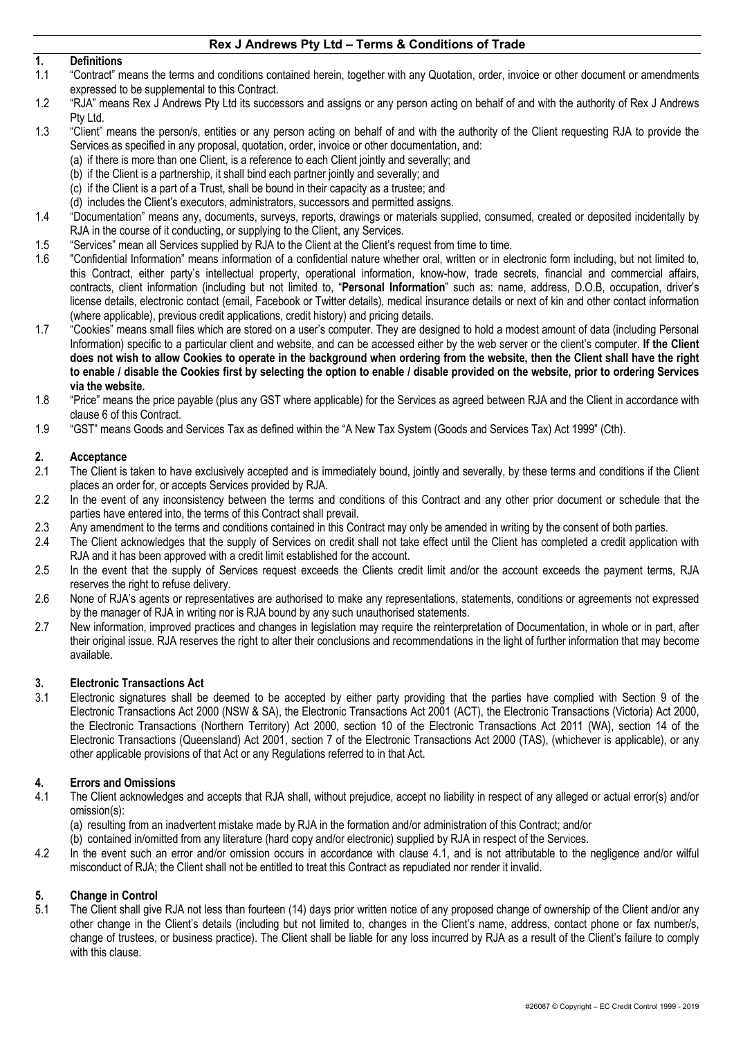# Rex J Andrews Pty Ltd – Terms & Conditions of Trade

## 1. Definitions

1.1 "Contract" means the terms and conditions contained herein, together with any Quotation, order, invoice or other document or amendments expressed to be supplemental to this Contract.

1.2 "RJA" means Rex J Andrews Pty Ltd its successors and assigns or any person acting on behalf of and with the authority of Rex J Andrews Pty Ltd.

1.3 "Client" means the person/s, entities or any person acting on behalf of and with the authority of the Client requesting RJA to provide the Services as specified in any proposal, quotation, order, invoice or other documentation, and:
   (a) if there is more than one Client, is a reference to each Client jointly and severally; and
   (b) if the Client is a partnership, it shall bind each partner jointly and severally; and
   (c) if the Client is a part of a Trust, shall be bound in their capacity as a trustee; and
   (d) includes the Client's executors, administrators, successors and permitted assigns.

1.4 "Documentation" means any, documents, surveys, reports, drawings or materials supplied, consumed, created or deposited incidentally by RJA in the course of it conducting, or supplying to the Client, any Services.

1.5 "Services" mean all Services supplied by RJA to the Client at the Client's request from time to time.

1.6 "Confidential Information" means information of a confidential nature whether oral, written or in electronic form including, but not limited to, this Contract, either party's intellectual property, operational information, know-how, trade secrets, financial and commercial affairs, contracts, client information (including but not limited to, "**Personal Information**" such as: name, address, D.O.B, occupation, driver's license details, electronic contact (email, Facebook or Twitter details), medical insurance details or next of kin and other contact information (where applicable), previous credit applications, credit history) and pricing details.

1.7 "Cookies" means small files which are stored on a user's computer. They are designed to hold a modest amount of data (including Personal Information) specific to a particular client and website, and can be accessed either by the web server or the client's computer. **If the Client does not wish to allow Cookies to operate in the background when ordering from the website, then the Client shall have the right to enable / disable the Cookies first by selecting the option to enable / disable provided on the website, prior to ordering Services via the website.**

1.8 "Price" means the price payable (plus any GST where applicable) for the Services as agreed between RJA and the Client in accordance with clause 6 of this Contract.

1.9 "GST" means Goods and Services Tax as defined within the "A New Tax System (Goods and Services Tax) Act 1999" (Cth).

## 2. Acceptance

2.1 The Client is taken to have exclusively accepted and is immediately bound, jointly and severally, by these terms and conditions if the Client places an order for, or accepts Services provided by RJA.

2.2 In the event of any inconsistency between the terms and conditions of this Contract and any other prior document or schedule that the parties have entered into, the terms of this Contract shall prevail.

2.3 Any amendment to the terms and conditions contained in this Contract may only be amended in writing by the consent of both parties.

2.4 The Client acknowledges that the supply of Services on credit shall not take effect until the Client has completed a credit application with RJA and it has been approved with a credit limit established for the account.

2.5 In the event that the supply of Services request exceeds the Clients credit limit and/or the account exceeds the payment terms, RJA reserves the right to refuse delivery.

2.6 None of RJA's agents or representatives are authorised to make any representations, statements, conditions or agreements not expressed by the manager of RJA in writing nor is RJA bound by any such unauthorised statements.

2.7 New information, improved practices and changes in legislation may require the reinterpretation of Documentation, in whole or in part, after their original issue. RJA reserves the right to alter their conclusions and recommendations in the light of further information that may become available.

## 3. Electronic Transactions Act

3.1 Electronic signatures shall be deemed to be accepted by either party providing that the parties have complied with Section 9 of the Electronic Transactions Act 2000 (NSW & SA), the Electronic Transactions Act 2001 (ACT), the Electronic Transactions (Victoria) Act 2000, the Electronic Transactions (Northern Territory) Act 2000, section 10 of the Electronic Transactions Act 2011 (WA), section 14 of the Electronic Transactions (Queensland) Act 2001, section 7 of the Electronic Transactions Act 2000 (TAS), (whichever is applicable), or any other applicable provisions of that Act or any Regulations referred to in that Act.

## 4. Errors and Omissions

4.1 The Client acknowledges and accepts that RJA shall, without prejudice, accept no liability in respect of any alleged or actual error(s) and/or omission(s):
   (a) resulting from an inadvertent mistake made by RJA in the formation and/or administration of this Contract; and/or
   (b) contained in/omitted from any literature (hard copy and/or electronic) supplied by RJA in respect of the Services.

4.2 In the event such an error and/or omission occurs in accordance with clause 4.1, and is not attributable to the negligence and/or wilful misconduct of RJA; the Client shall not be entitled to treat this Contract as repudiated nor render it invalid.

## 5. Change in Control

5.1 The Client shall give RJA not less than fourteen (14) days prior written notice of any proposed change of ownership of the Client and/or any other change in the Client's details (including but not limited to, changes in the Client's name, address, contact phone or fax number/s, change of trustees, or business practice). The Client shall be liable for any loss incurred by RJA as a result of the Client's failure to comply with this clause.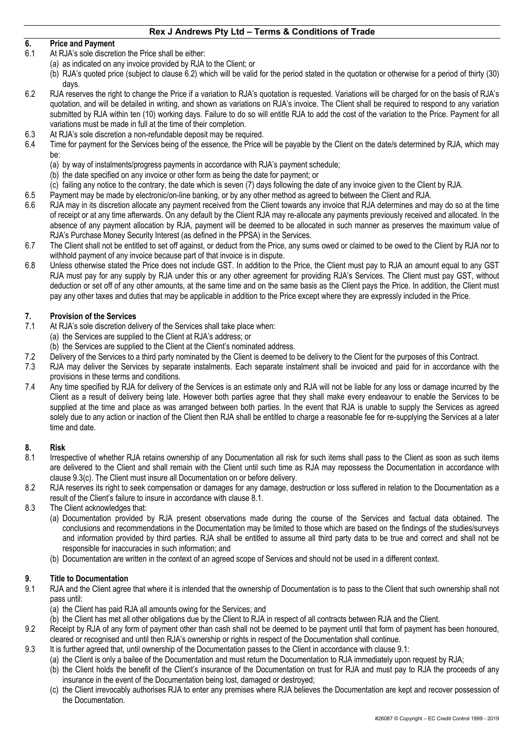## 6. Price and Payment

6.1 At RJA's sole discretion the Price shall be either:

(a) as indicated on any invoice provided by RJA to the Client; or

(b) RJA's quoted price (subject to clause 6.2) which will be valid for the period stated in the quotation or otherwise for a period of thirty (30) days.

6.2 RJA reserves the right to change the Price if a variation to RJA's quotation is requested. Variations will be charged for on the basis of RJA's quotation, and will be detailed in writing, and shown as variations on RJA's invoice. The Client shall be required to respond to any variation submitted by RJA within ten (10) working days. Failure to do so will entitle RJA to add the cost of the variation to the Price. Payment for all variations must be made in full at the time of their completion.

6.3 At RJA's sole discretion a non-refundable deposit may be required.

6.4 Time for payment for the Services being of the essence, the Price will be payable by the Client on the date/s determined by RJA, which may be:

(a) by way of instalments/progress payments in accordance with RJA's payment schedule;

(b) the date specified on any invoice or other form as being the date for payment; or

(c) failing any notice to the contrary, the date which is seven (7) days following the date of any invoice given to the Client by RJA.

6.5 Payment may be made by electronic/on-line banking, or by any other method as agreed to between the Client and RJA.

6.6 RJA may in its discretion allocate any payment received from the Client towards any invoice that RJA determines and may do so at the time of receipt or at any time afterwards. On any default by the Client RJA may re-allocate any payments previously received and allocated. In the absence of any payment allocation by RJA, payment will be deemed to be allocated in such manner as preserves the maximum value of RJA's Purchase Money Security Interest (as defined in the PPSA) in the Services.

6.7 The Client shall not be entitled to set off against, or deduct from the Price, any sums owed or claimed to be owed to the Client by RJA nor to withhold payment of any invoice because part of that invoice is in dispute.

6.8 Unless otherwise stated the Price does not include GST. In addition to the Price, the Client must pay to RJA an amount equal to any GST RJA must pay for any supply by RJA under this or any other agreement for providing RJA's Services. The Client must pay GST, without deduction or set off of any other amounts, at the same time and on the same basis as the Client pays the Price. In addition, the Client must pay any other taxes and duties that may be applicable in addition to the Price except where they are expressly included in the Price.

## 7. Provision of the Services

7.1 At RJA's sole discretion delivery of the Services shall take place when:

(a) the Services are supplied to the Client at RJA's address; or

(b) the Services are supplied to the Client at the Client's nominated address.

7.2 Delivery of the Services to a third party nominated by the Client is deemed to be delivery to the Client for the purposes of this Contract.

7.3 RJA may deliver the Services by separate instalments. Each separate instalment shall be invoiced and paid for in accordance with the provisions in these terms and conditions.

7.4 Any time specified by RJA for delivery of the Services is an estimate only and RJA will not be liable for any loss or damage incurred by the Client as a result of delivery being late. However both parties agree that they shall make every endeavour to enable the Services to be supplied at the time and place as was arranged between both parties. In the event that RJA is unable to supply the Services as agreed solely due to any action or inaction of the Client then RJA shall be entitled to charge a reasonable fee for re-supplying the Services at a later time and date.

## 8. Risk

8.1 Irrespective of whether RJA retains ownership of any Documentation all risk for such items shall pass to the Client as soon as such items are delivered to the Client and shall remain with the Client until such time as RJA may repossess the Documentation in accordance with clause 9.3(c). The Client must insure all Documentation on or before delivery.

8.2 RJA reserves its right to seek compensation or damages for any damage, destruction or loss suffered in relation to the Documentation as a result of the Client's failure to insure in accordance with clause 8.1.

8.3 The Client acknowledges that:

(a) Documentation provided by RJA present observations made during the course of the Services and factual data obtained. The conclusions and recommendations in the Documentation may be limited to those which are based on the findings of the studies/surveys and information provided by third parties. RJA shall be entitled to assume all third party data to be true and correct and shall not be responsible for inaccuracies in such information; and

(b) Documentation are written in the context of an agreed scope of Services and should not be used in a different context.

## 9. Title to Documentation

9.1 RJA and the Client agree that where it is intended that the ownership of Documentation is to pass to the Client that such ownership shall not pass until:

(a) the Client has paid RJA all amounts owing for the Services; and

(b) the Client has met all other obligations due by the Client to RJA in respect of all contracts between RJA and the Client.

9.2 Receipt by RJA of any form of payment other than cash shall not be deemed to be payment until that form of payment has been honoured, cleared or recognised and until then RJA's ownership or rights in respect of the Documentation shall continue.

9.3 It is further agreed that, until ownership of the Documentation passes to the Client in accordance with clause 9.1:

(a) the Client is only a bailee of the Documentation and must return the Documentation to RJA immediately upon request by RJA;

(b) the Client holds the benefit of the Client's insurance of the Documentation on trust for RJA and must pay to RJA the proceeds of any insurance in the event of the Documentation being lost, damaged or destroyed;

(c) the Client irrevocably authorises RJA to enter any premises where RJA believes the Documentation are kept and recover possession of the Documentation.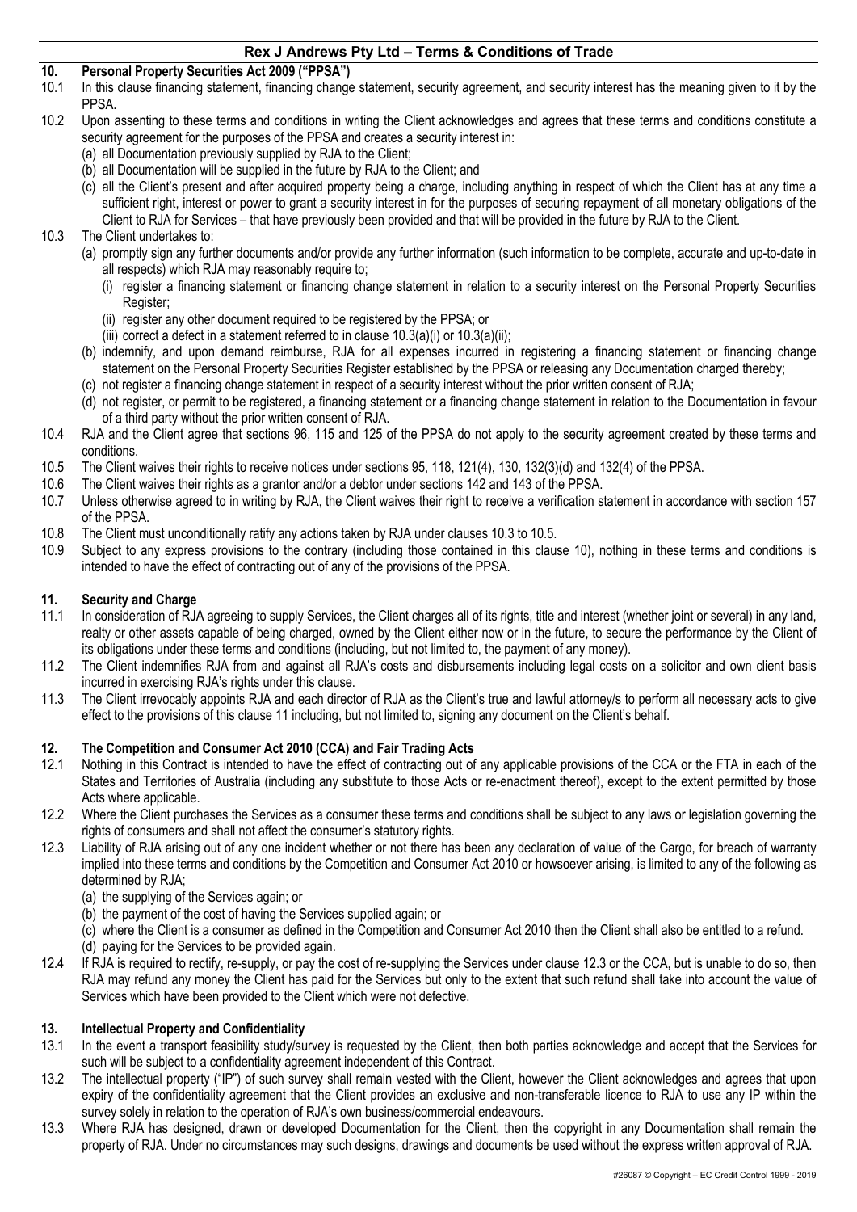## 10. Personal Property Securities Act 2009 ("PPSA")

10.1 In this clause financing statement, financing change statement, security agreement, and security interest has the meaning given to it by the PPSA.

10.2 Upon assenting to these terms and conditions in writing the Client acknowledges and agrees that these terms and conditions constitute a security agreement for the purposes of the PPSA and creates a security interest in:

(a) all Documentation previously supplied by RJA to the Client;

(b) all Documentation will be supplied in the future by RJA to the Client; and

(c) all the Client's present and after acquired property being a charge, including anything in respect of which the Client has at any time a sufficient right, interest or power to grant a security interest in for the purposes of securing repayment of all monetary obligations of the Client to RJA for Services – that have previously been provided and that will be provided in the future by RJA to the Client.

10.3 The Client undertakes to:

(a) promptly sign any further documents and/or provide any further information (such information to be complete, accurate and up-to-date in all respects) which RJA may reasonably require to;

(i) register a financing statement or financing change statement in relation to a security interest on the Personal Property Securities Register;

(ii) register any other document required to be registered by the PPSA; or

(iii) correct a defect in a statement referred to in clause 10.3(a)(i) or 10.3(a)(ii);

(b) indemnify, and upon demand reimburse, RJA for all expenses incurred in registering a financing statement or financing change statement on the Personal Property Securities Register established by the PPSA or releasing any Documentation charged thereby;

(c) not register a financing change statement in respect of a security interest without the prior written consent of RJA;

(d) not register, or permit to be registered, a financing statement or a financing change statement in relation to the Documentation in favour of a third party without the prior written consent of RJA.

10.4 RJA and the Client agree that sections 96, 115 and 125 of the PPSA do not apply to the security agreement created by these terms and conditions.

10.5 The Client waives their rights to receive notices under sections 95, 118, 121(4), 130, 132(3)(d) and 132(4) of the PPSA.

10.6 The Client waives their rights as a grantor and/or a debtor under sections 142 and 143 of the PPSA.

10.7 Unless otherwise agreed to in writing by RJA, the Client waives their right to receive a verification statement in accordance with section 157 of the PPSA.

10.8 The Client must unconditionally ratify any actions taken by RJA under clauses 10.3 to 10.5.

10.9 Subject to any express provisions to the contrary (including those contained in this clause 10), nothing in these terms and conditions is intended to have the effect of contracting out of any of the provisions of the PPSA.

## 11. Security and Charge

11.1 In consideration of RJA agreeing to supply Services, the Client charges all of its rights, title and interest (whether joint or several) in any land, realty or other assets capable of being charged, owned by the Client either now or in the future, to secure the performance by the Client of its obligations under these terms and conditions (including, but not limited to, the payment of any money).

11.2 The Client indemnifies RJA from and against all RJA's costs and disbursements including legal costs on a solicitor and own client basis incurred in exercising RJA's rights under this clause.

11.3 The Client irrevocably appoints RJA and each director of RJA as the Client's true and lawful attorney/s to perform all necessary acts to give effect to the provisions of this clause 11 including, but not limited to, signing any document on the Client's behalf.

## 12. The Competition and Consumer Act 2010 (CCA) and Fair Trading Acts

12.1 Nothing in this Contract is intended to have the effect of contracting out of any applicable provisions of the CCA or the FTA in each of the States and Territories of Australia (including any substitute to those Acts or re-enactment thereof), except to the extent permitted by those Acts where applicable.

12.2 Where the Client purchases the Services as a consumer these terms and conditions shall be subject to any laws or legislation governing the rights of consumers and shall not affect the consumer's statutory rights.

12.3 Liability of RJA arising out of any one incident whether or not there has been any declaration of value of the Cargo, for breach of warranty implied into these terms and conditions by the Competition and Consumer Act 2010 or howsoever arising, is limited to any of the following as determined by RJA;

(a) the supplying of the Services again; or

(b) the payment of the cost of having the Services supplied again; or

(c) where the Client is a consumer as defined in the Competition and Consumer Act 2010 then the Client shall also be entitled to a refund.

(d) paying for the Services to be provided again.

12.4 If RJA is required to rectify, re-supply, or pay the cost of re-supplying the Services under clause 12.3 or the CCA, but is unable to do so, then RJA may refund any money the Client has paid for the Services but only to the extent that such refund shall take into account the value of Services which have been provided to the Client which were not defective.

## 13. Intellectual Property and Confidentiality

13.1 In the event a transport feasibility study/survey is requested by the Client, then both parties acknowledge and accept that the Services for such will be subject to a confidentiality agreement independent of this Contract.

13.2 The intellectual property ("IP") of such survey shall remain vested with the Client, however the Client acknowledges and agrees that upon expiry of the confidentiality agreement that the Client provides an exclusive and non-transferable licence to RJA to use any IP within the survey solely in relation to the operation of RJA's own business/commercial endeavours.

13.3 Where RJA has designed, drawn or developed Documentation for the Client, then the copyright in any Documentation shall remain the property of RJA. Under no circumstances may such designs, drawings and documents be used without the express written approval of RJA.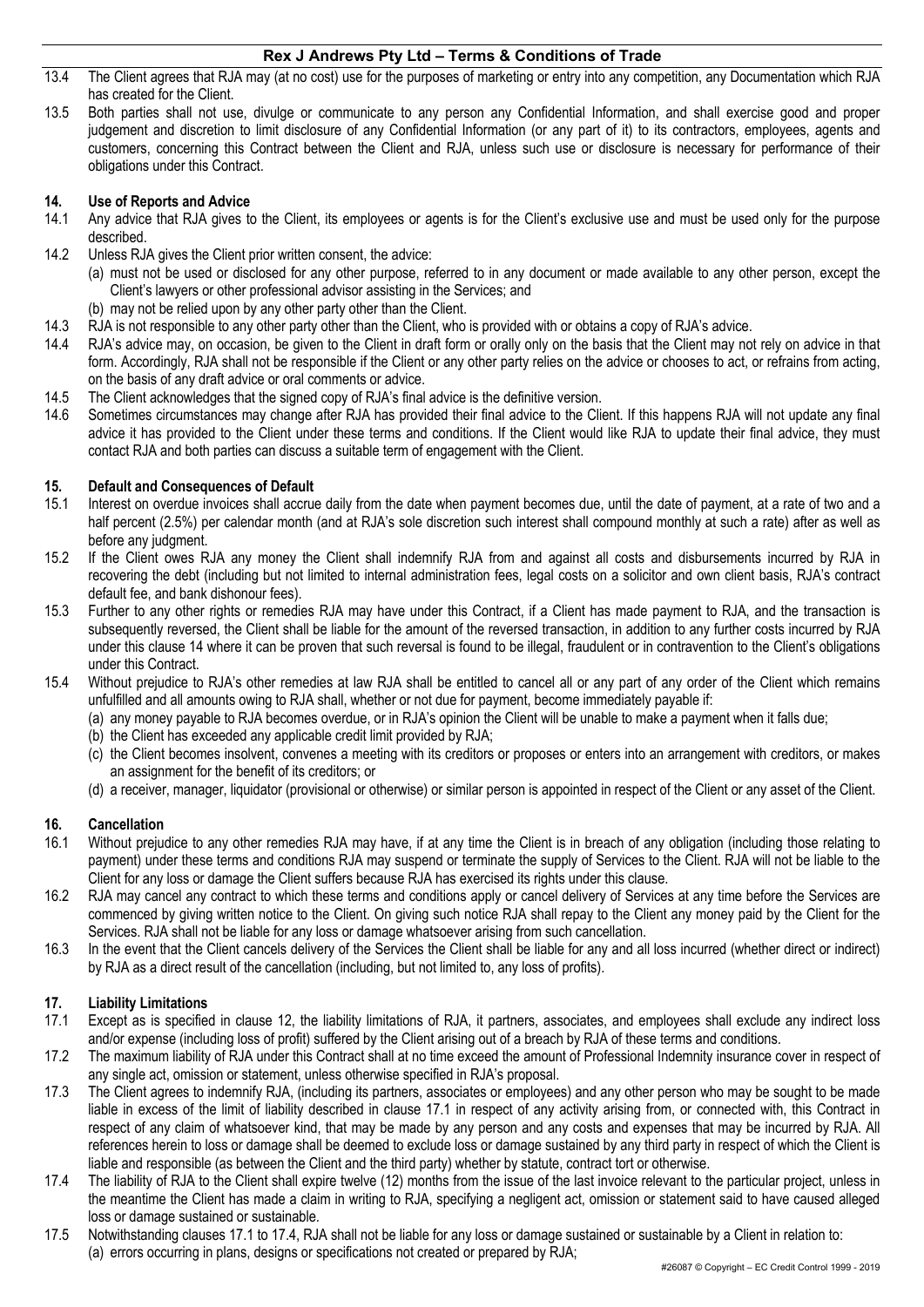13.4 The Client agrees that RJA may (at no cost) use for the purposes of marketing or entry into any competition, any Documentation which RJA has created for the Client.

13.5 Both parties shall not use, divulge or communicate to any person any Confidential Information, and shall exercise good and proper judgement and discretion to limit disclosure of any Confidential Information (or any part of it) to its contractors, employees, agents and customers, concerning this Contract between the Client and RJA, unless such use or disclosure is necessary for performance of their obligations under this Contract.

## 14. Use of Reports and Advice

14.1 Any advice that RJA gives to the Client, its employees or agents is for the Client's exclusive use and must be used only for the purpose described.

14.2 Unless RJA gives the Client prior written consent, the advice:
- (a) must not be used or disclosed for any other purpose, referred to in any document or made available to any other person, except the Client's lawyers or other professional advisor assisting in the Services; and
- (b) may not be relied upon by any other party other than the Client.

14.3 RJA is not responsible to any other party other than the Client, who is provided with or obtains a copy of RJA's advice.

14.4 RJA's advice may, on occasion, be given to the Client in draft form or orally only on the basis that the Client may not rely on advice in that form. Accordingly, RJA shall not be responsible if the Client or any other party relies on the advice or chooses to act, or refrains from acting, on the basis of any draft advice or oral comments or advice.

14.5 The Client acknowledges that the signed copy of RJA's final advice is the definitive version.

14.6 Sometimes circumstances may change after RJA has provided their final advice to the Client. If this happens RJA will not update any final advice it has provided to the Client under these terms and conditions. If the Client would like RJA to update their final advice, they must contact RJA and both parties can discuss a suitable term of engagement with the Client.

## 15. Default and Consequences of Default

15.1 Interest on overdue invoices shall accrue daily from the date when payment becomes due, until the date of payment, at a rate of two and a half percent (2.5%) per calendar month (and at RJA's sole discretion such interest shall compound monthly at such a rate) after as well as before any judgment.

15.2 If the Client owes RJA any money the Client shall indemnify RJA from and against all costs and disbursements incurred by RJA in recovering the debt (including but not limited to internal administration fees, legal costs on a solicitor and own client basis, RJA's contract default fee, and bank dishonour fees).

15.3 Further to any other rights or remedies RJA may have under this Contract, if a Client has made payment to RJA, and the transaction is subsequently reversed, the Client shall be liable for the amount of the reversed transaction, in addition to any further costs incurred by RJA under this clause 14 where it can be proven that such reversal is found to be illegal, fraudulent or in contravention to the Client's obligations under this Contract.

15.4 Without prejudice to RJA's other remedies at law RJA shall be entitled to cancel all or any part of any order of the Client which remains unfulfilled and all amounts owing to RJA shall, whether or not due for payment, become immediately payable if:
- (a) any money payable to RJA becomes overdue, or in RJA's opinion the Client will be unable to make a payment when it falls due;
- (b) the Client has exceeded any applicable credit limit provided by RJA;
- (c) the Client becomes insolvent, convenes a meeting with its creditors or proposes or enters into an arrangement with creditors, or makes an assignment for the benefit of its creditors; or
- (d) a receiver, manager, liquidator (provisional or otherwise) or similar person is appointed in respect of the Client or any asset of the Client.

## 16. Cancellation

16.1 Without prejudice to any other remedies RJA may have, if at any time the Client is in breach of any obligation (including those relating to payment) under these terms and conditions RJA may suspend or terminate the supply of Services to the Client. RJA will not be liable to the Client for any loss or damage the Client suffers because RJA has exercised its rights under this clause.

16.2 RJA may cancel any contract to which these terms and conditions apply or cancel delivery of Services at any time before the Services are commenced by giving written notice to the Client. On giving such notice RJA shall repay to the Client any money paid by the Client for the Services. RJA shall not be liable for any loss or damage whatsoever arising from such cancellation.

16.3 In the event that the Client cancels delivery of the Services the Client shall be liable for any and all loss incurred (whether direct or indirect) by RJA as a direct result of the cancellation (including, but not limited to, any loss of profits).

## 17. Liability Limitations

17.1 Except as is specified in clause 12, the liability limitations of RJA, it partners, associates, and employees shall exclude any indirect loss and/or expense (including loss of profit) suffered by the Client arising out of a breach by RJA of these terms and conditions.

17.2 The maximum liability of RJA under this Contract shall at no time exceed the amount of Professional Indemnity insurance cover in respect of any single act, omission or statement, unless otherwise specified in RJA's proposal.

17.3 The Client agrees to indemnify RJA, (including its partners, associates or employees) and any other person who may be sought to be made liable in excess of the limit of liability described in clause 17.1 in respect of any activity arising from, or connected with, this Contract in respect of any claim of whatsoever kind, that may be made by any person and any costs and expenses that may be incurred by RJA. All references herein to loss or damage shall be deemed to exclude loss or damage sustained by any third party in respect of which the Client is liable and responsible (as between the Client and the third party) whether by statute, contract tort or otherwise.

17.4 The liability of RJA to the Client shall expire twelve (12) months from the issue of the last invoice relevant to the particular project, unless in the meantime the Client has made a claim in writing to RJA, specifying a negligent act, omission or statement said to have caused alleged loss or damage sustained or sustainable.

17.5 Notwithstanding clauses 17.1 to 17.4, RJA shall not be liable for any loss or damage sustained or sustainable by a Client in relation to:
- (a) errors occurring in plans, designs or specifications not created or prepared by RJA;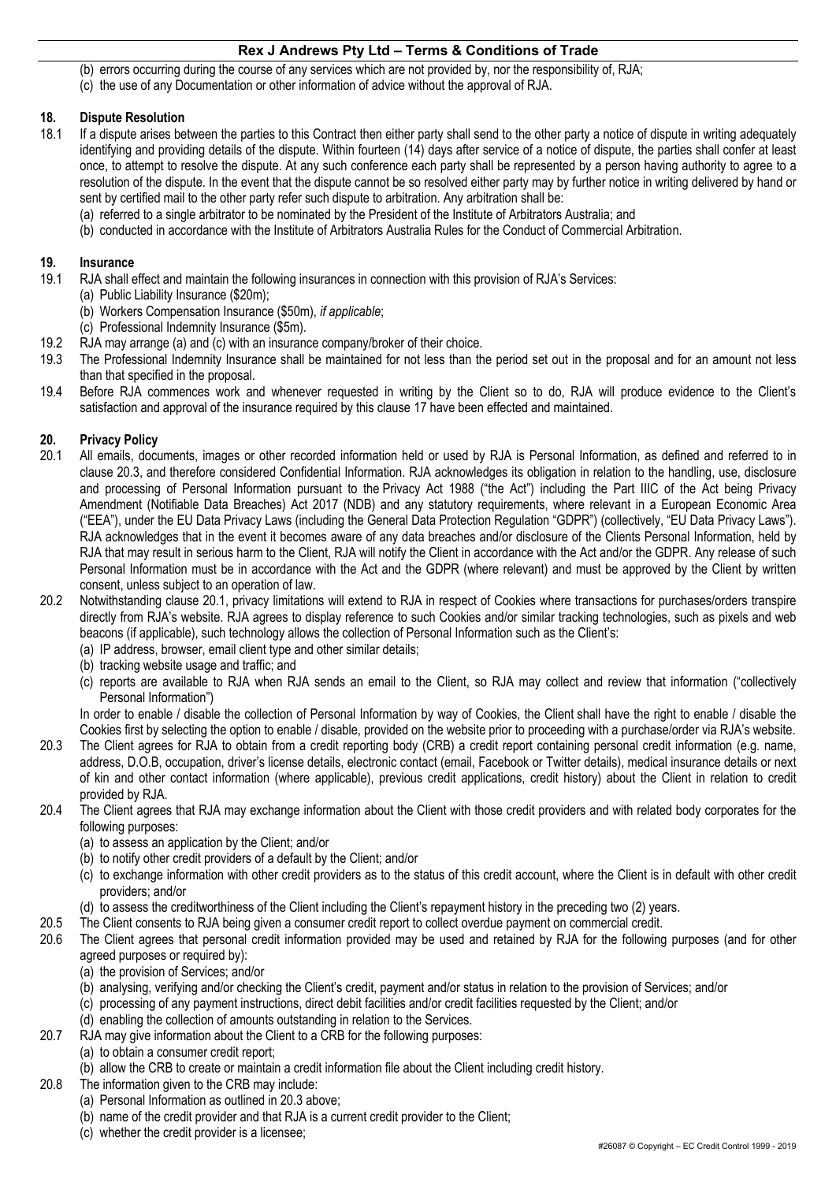(b) errors occurring during the course of any services which are not provided by, nor the responsibility of, RJA;
(c) the use of any Documentation or other information of advice without the approval of RJA.

## 18. Dispute Resolution

18.1 If a dispute arises between the parties to this Contract then either party shall send to the other party a notice of dispute in writing adequately identifying and providing details of the dispute. Within fourteen (14) days after service of a notice of dispute, the parties shall confer at least once, to attempt to resolve the dispute. At any such conference each party shall be represented by a person having authority to agree to a resolution of the dispute. In the event that the dispute cannot be so resolved either party may by further notice in writing delivered by hand or sent by certified mail to the other party refer such dispute to arbitration. Any arbitration shall be:
(a) referred to a single arbitrator to be nominated by the President of the Institute of Arbitrators Australia; and
(b) conducted in accordance with the Institute of Arbitrators Australia Rules for the Conduct of Commercial Arbitration.

## 19. Insurance

19.1 RJA shall effect and maintain the following insurances in connection with this provision of RJA's Services:
(a) Public Liability Insurance ($20m);
(b) Workers Compensation Insurance ($50m), *if applicable*;
(c) Professional Indemnity Insurance ($5m).

19.2 RJA may arrange (a) and (c) with an insurance company/broker of their choice.

19.3 The Professional Indemnity Insurance shall be maintained for not less than the period set out in the proposal and for an amount not less than that specified in the proposal.

19.4 Before RJA commences work and whenever requested in writing by the Client so to do, RJA will produce evidence to the Client's satisfaction and approval of the insurance required by this clause 17 have been effected and maintained.

## 20. Privacy Policy

20.1 All emails, documents, images or other recorded information held or used by RJA is Personal Information, as defined and referred to in clause 20.3, and therefore considered Confidential Information. RJA acknowledges its obligation in relation to the handling, use, disclosure and processing of Personal Information pursuant to the Privacy Act 1988 ("the Act") including the Part IIIC of the Act being Privacy Amendment (Notifiable Data Breaches) Act 2017 (NDB) and any statutory requirements, where relevant in a European Economic Area ("EEA"), under the EU Data Privacy Laws (including the General Data Protection Regulation "GDPR") (collectively, "EU Data Privacy Laws"). RJA acknowledges that in the event it becomes aware of any data breaches and/or disclosure of the Clients Personal Information, held by RJA that may result in serious harm to the Client, RJA will notify the Client in accordance with the Act and/or the GDPR. Any release of such Personal Information must be in accordance with the Act and the GDPR (where relevant) and must be approved by the Client by written consent, unless subject to an operation of law.

20.2 Notwithstanding clause 20.1, privacy limitations will extend to RJA in respect of Cookies where transactions for purchases/orders transpire directly from RJA's website. RJA agrees to display reference to such Cookies and/or similar tracking technologies, such as pixels and web beacons (if applicable), such technology allows the collection of Personal Information such as the Client's:
(a) IP address, browser, email client type and other similar details;
(b) tracking website usage and traffic; and
(c) reports are available to RJA when RJA sends an email to the Client, so RJA may collect and review that information ("collectively Personal Information")

In order to enable / disable the collection of Personal Information by way of Cookies, the Client shall have the right to enable / disable the Cookies first by selecting the option to enable / disable, provided on the website prior to proceeding with a purchase/order via RJA's website.

20.3 The Client agrees for RJA to obtain from a credit reporting body (CRB) a credit report containing personal credit information (e.g. name, address, D.O.B, occupation, driver's license details, electronic contact (email, Facebook or Twitter details), medical insurance details or next of kin and other contact information (where applicable), previous credit applications, credit history) about the Client in relation to credit provided by RJA.

20.4 The Client agrees that RJA may exchange information about the Client with those credit providers and with related body corporates for the following purposes:
(a) to assess an application by the Client; and/or
(b) to notify other credit providers of a default by the Client; and/or
(c) to exchange information with other credit providers as to the status of this credit account, where the Client is in default with other credit providers; and/or
(d) to assess the creditworthiness of the Client including the Client's repayment history in the preceding two (2) years.

20.5 The Client consents to RJA being given a consumer credit report to collect overdue payment on commercial credit.

20.6 The Client agrees that personal credit information provided may be used and retained by RJA for the following purposes (and for other agreed purposes or required by):
(a) the provision of Services; and/or
(b) analysing, verifying and/or checking the Client's credit, payment and/or status in relation to the provision of Services; and/or
(c) processing of any payment instructions, direct debit facilities and/or credit facilities requested by the Client; and/or
(d) enabling the collection of amounts outstanding in relation to the Services.

20.7 RJA may give information about the Client to a CRB for the following purposes:
(a) to obtain a consumer credit report;
(b) allow the CRB to create or maintain a credit information file about the Client including credit history.

20.8 The information given to the CRB may include:
(a) Personal Information as outlined in 20.3 above;
(b) name of the credit provider and that RJA is a current credit provider to the Client;
(c) whether the credit provider is a licensee;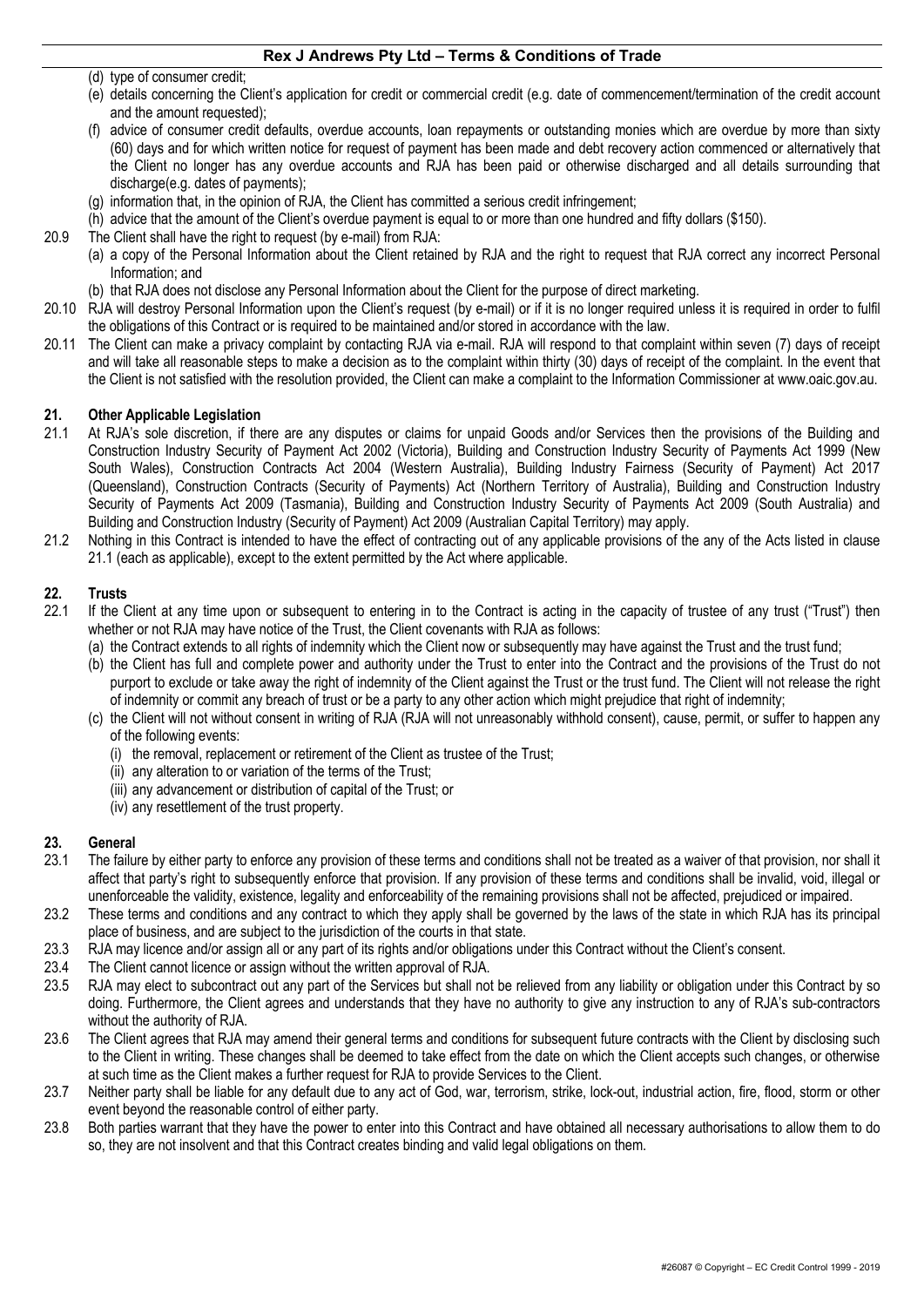(d) type of consumer credit;

(e) details concerning the Client's application for credit or commercial credit (e.g. date of commencement/termination of the credit account and the amount requested);

(f) advice of consumer credit defaults, overdue accounts, loan repayments or outstanding monies which are overdue by more than sixty (60) days and for which written notice for request of payment has been made and debt recovery action commenced or alternatively that the Client no longer has any overdue accounts and RJA has been paid or otherwise discharged and all details surrounding that discharge(e.g. dates of payments);

(g) information that, in the opinion of RJA, the Client has committed a serious credit infringement;

(h) advice that the amount of the Client's overdue payment is equal to or more than one hundred and fifty dollars ($150).

20.9 The Client shall have the right to request (by e-mail) from RJA:

(a) a copy of the Personal Information about the Client retained by RJA and the right to request that RJA correct any incorrect Personal Information; and

(b) that RJA does not disclose any Personal Information about the Client for the purpose of direct marketing.

20.10 RJA will destroy Personal Information upon the Client's request (by e-mail) or if it is no longer required unless it is required in order to fulfil the obligations of this Contract or is required to be maintained and/or stored in accordance with the law.

20.11 The Client can make a privacy complaint by contacting RJA via e-mail. RJA will respond to that complaint within seven (7) days of receipt and will take all reasonable steps to make a decision as to the complaint within thirty (30) days of receipt of the complaint. In the event that the Client is not satisfied with the resolution provided, the Client can make a complaint to the Information Commissioner at www.oaic.gov.au.

## 21. Other Applicable Legislation

21.1 At RJA's sole discretion, if there are any disputes or claims for unpaid Goods and/or Services then the provisions of the Building and Construction Industry Security of Payment Act 2002 (Victoria), Building and Construction Industry Security of Payments Act 1999 (New South Wales), Construction Contracts Act 2004 (Western Australia), Building Industry Fairness (Security of Payment) Act 2017 (Queensland), Construction Contracts (Security of Payments) Act (Northern Territory of Australia), Building and Construction Industry Security of Payments Act 2009 (Tasmania), Building and Construction Industry Security of Payments Act 2009 (South Australia) and Building and Construction Industry (Security of Payment) Act 2009 (Australian Capital Territory) may apply.

21.2 Nothing in this Contract is intended to have the effect of contracting out of any applicable provisions of the any of the Acts listed in clause 21.1 (each as applicable), except to the extent permitted by the Act where applicable.

## 22. Trusts

22.1 If the Client at any time upon or subsequent to entering in to the Contract is acting in the capacity of trustee of any trust ("Trust") then whether or not RJA may have notice of the Trust, the Client covenants with RJA as follows:

(a) the Contract extends to all rights of indemnity which the Client now or subsequently may have against the Trust and the trust fund;

(b) the Client has full and complete power and authority under the Trust to enter into the Contract and the provisions of the Trust do not purport to exclude or take away the right of indemnity of the Client against the Trust or the trust fund. The Client will not release the right of indemnity or commit any breach of trust or be a party to any other action which might prejudice that right of indemnity;

(c) the Client will not without consent in writing of RJA (RJA will not unreasonably withhold consent), cause, permit, or suffer to happen any of the following events:

(i) the removal, replacement or retirement of the Client as trustee of the Trust;

(ii) any alteration to or variation of the terms of the Trust;

(iii) any advancement or distribution of capital of the Trust; or

(iv) any resettlement of the trust property.

## 23. General

23.1 The failure by either party to enforce any provision of these terms and conditions shall not be treated as a waiver of that provision, nor shall it affect that party's right to subsequently enforce that provision. If any provision of these terms and conditions shall be invalid, void, illegal or unenforceable the validity, existence, legality and enforceability of the remaining provisions shall not be affected, prejudiced or impaired.

23.2 These terms and conditions and any contract to which they apply shall be governed by the laws of the state in which RJA has its principal place of business, and are subject to the jurisdiction of the courts in that state.

23.3 RJA may licence and/or assign all or any part of its rights and/or obligations under this Contract without the Client's consent.

23.4 The Client cannot licence or assign without the written approval of RJA.

23.5 RJA may elect to subcontract out any part of the Services but shall not be relieved from any liability or obligation under this Contract by so doing. Furthermore, the Client agrees and understands that they have no authority to give any instruction to any of RJA's sub-contractors without the authority of RJA.

23.6 The Client agrees that RJA may amend their general terms and conditions for subsequent future contracts with the Client by disclosing such to the Client in writing. These changes shall be deemed to take effect from the date on which the Client accepts such changes, or otherwise at such time as the Client makes a further request for RJA to provide Services to the Client.

23.7 Neither party shall be liable for any default due to any act of God, war, terrorism, strike, lock-out, industrial action, fire, flood, storm or other event beyond the reasonable control of either party.

23.8 Both parties warrant that they have the power to enter into this Contract and have obtained all necessary authorisations to allow them to do so, they are not insolvent and that this Contract creates binding and valid legal obligations on them.